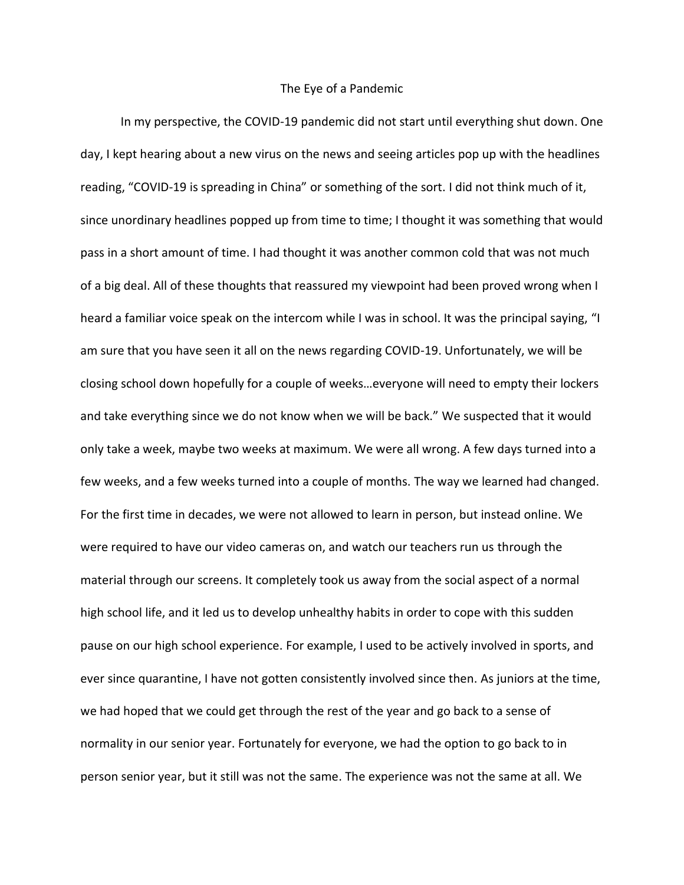# The Eye of a Pandemic

In my perspective, the COVID-19 pandemic did not start until everything shut down. One day, I kept hearing about a new virus on the news and seeing articles pop up with the headlines reading, "COVID-19 is spreading in China" or something of the sort. I did not think much of it, since unordinary headlines popped up from time to time; I thought it was something that would pass in a short amount of time. I had thought it was another common cold that was not much of a big deal. All of these thoughts that reassured my viewpoint had been proved wrong when I heard a familiar voice speak on the intercom while I was in school. It was the principal saying, "I am sure that you have seen it all on the news regarding COVID-19. Unfortunately, we will be closing school down hopefully for a couple of weeks…everyone will need to empty their lockers and take everything since we do not know when we will be back." We suspected that it would only take a week, maybe two weeks at maximum. We were all wrong. A few days turned into a few weeks, and a few weeks turned into a couple of months. The way we learned had changed. For the first time in decades, we were not allowed to learn in person, but instead online. We were required to have our video cameras on, and watch our teachers run us through the material through our screens. It completely took us away from the social aspect of a normal high school life, and it led us to develop unhealthy habits in order to cope with this sudden pause on our high school experience. For example, I used to be actively involved in sports, and ever since quarantine, I have not gotten consistently involved since then. As juniors at the time, we had hoped that we could get through the rest of the year and go back to a sense of normality in our senior year. Fortunately for everyone, we had the option to go back to in person senior year, but it still was not the same. The experience was not the same at all. We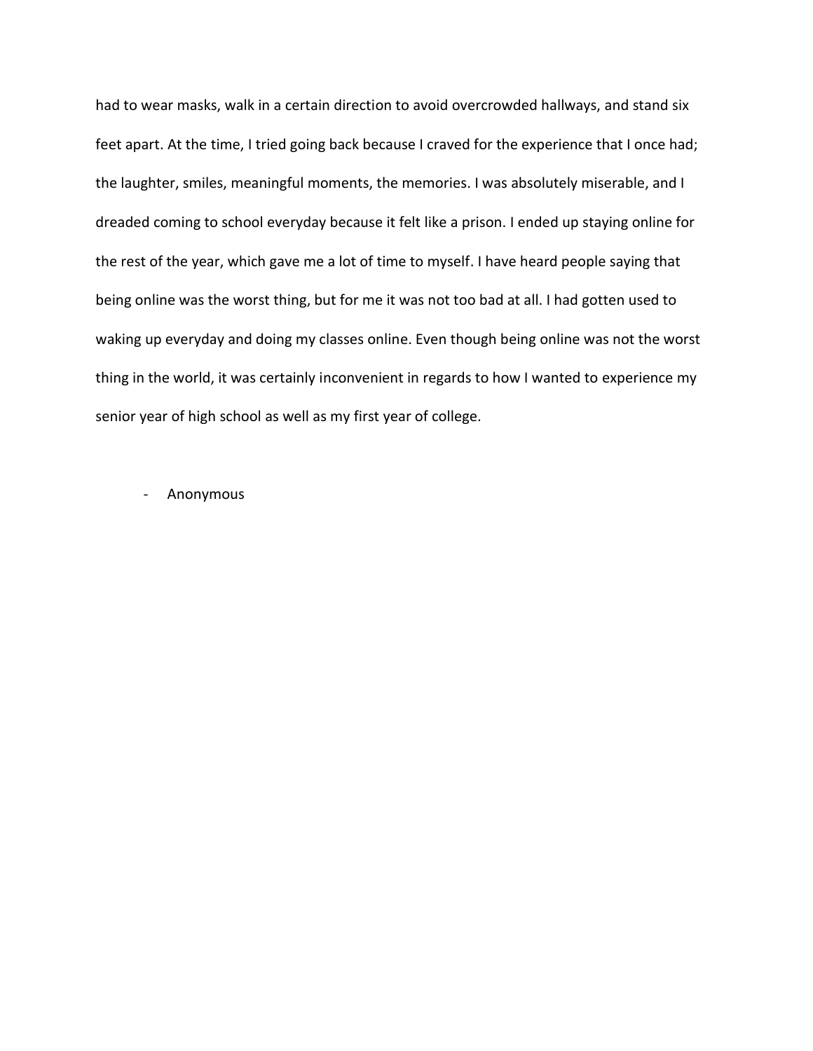had to wear masks, walk in a certain direction to avoid overcrowded hallways, and stand six feet apart. At the time, I tried going back because I craved for the experience that I once had; the laughter, smiles, meaningful moments, the memories. I was absolutely miserable, and I dreaded coming to school everyday because it felt like a prison. I ended up staying online for the rest of the year, which gave me a lot of time to myself. I have heard people saying that being online was the worst thing, but for me it was not too bad at all. I had gotten used to waking up everyday and doing my classes online. Even though being online was not the worst thing in the world, it was certainly inconvenient in regards to how I wanted to experience my senior year of high school as well as my first year of college.

- Anonymous